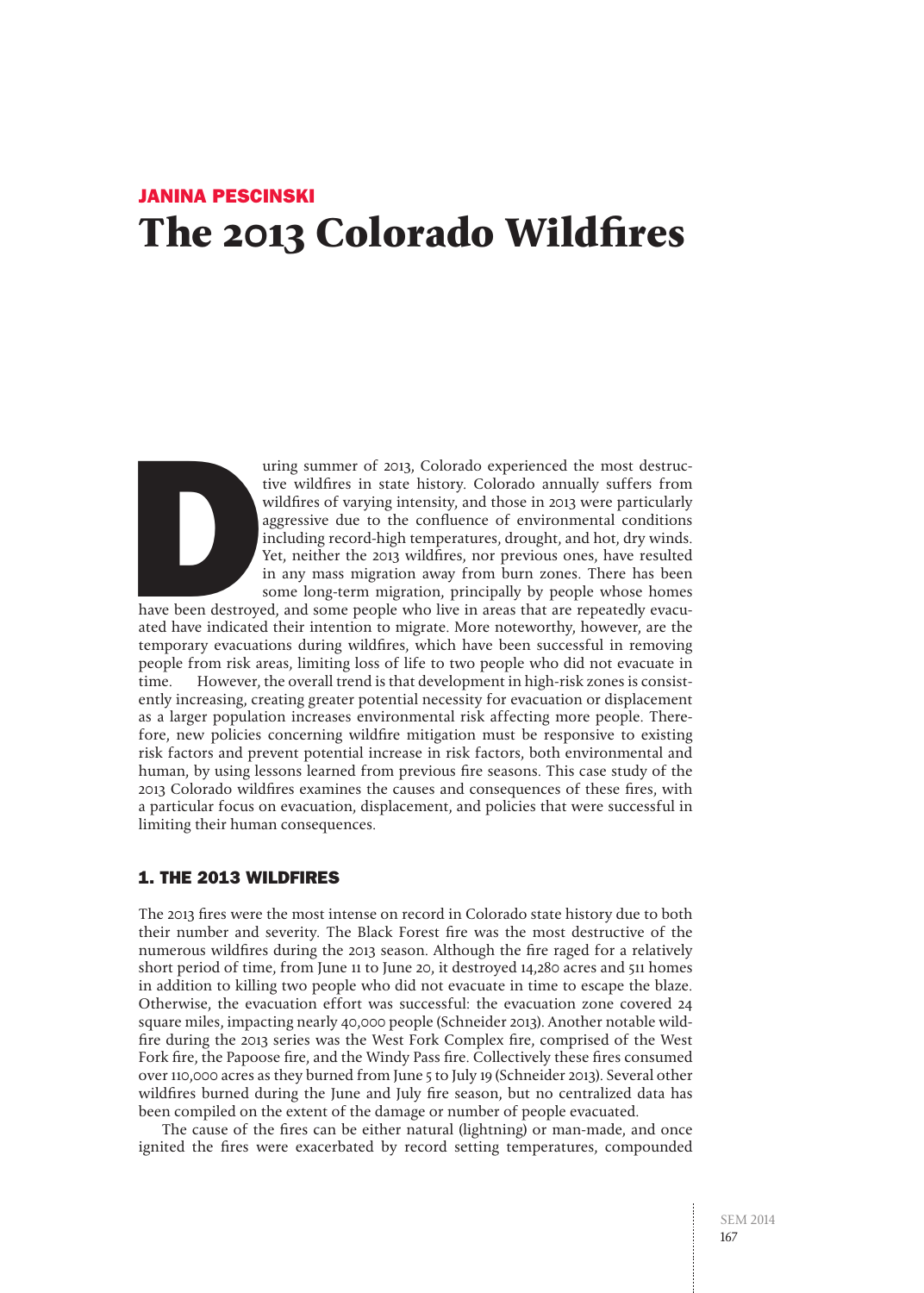JANINA PESCINSKI

# The 2013 Colorado Wildfires

During summer of 2013, Colorado experienced the most destructive wildfires in state history. Colorado annually suffers from wildfires of varying intensity, and those in 2013 were particularly aggressive due to the confluence of environmental conditions including record-high temperatures, drought, and hot, dry winds. Yet, neither the 2013 wildfires, nor previous ones, have resulted in any mass migration away from burn zones. There has been some long-term migration, principally by people whose homes have been destroyed, and some people who live in areas that are repeatedly evacuated have indicated their intention to migrate. More noteworthy, however, are the temporary evacuations during wildfires, which have been successful in removing people from risk areas, limiting loss of life to two people who did not evacuate in time. However, the overall trend is that development in high-risk zones is consistently increasing, creating greater potential necessity for evacuation or displacement as a larger population increases environmental risk affecting more people. Therefore, new policies concerning wildfire mitigation must be responsive to existing risk factors and prevent potential increase in risk factors, both environmental and human, by using lessons learned from previous fire seasons. This case study of the 2013 Colorado wildfires examines the causes and consequences of these fires, with a particular focus on evacuation, displacement, and policies that were successful in limiting their human consequences.

## 1. THE 2013 WILDFIRES

The 2013 fires were the most intense on record in Colorado state history due to both their number and severity. The Black Forest fire was the most destructive of the numerous wildfires during the 2013 season. Although the fire raged for a relatively short period of time, from June 11 to June 20, it destroyed 14,280 acres and 511 homes in addition to killing two people who did not evacuate in time to escape the blaze. Otherwise, the evacuation effort was successful: the evacuation zone covered 24 square miles, impacting nearly 40,000 people (Schneider 2013). Another notable wildfire during the 2013 series was the West Fork Complex fire, comprised of the West Fork fire, the Papoose fire, and the Windy Pass fire. Collectively these fires consumed over 110,000 acres as they burned from June 5 to July 19 (Schneider 2013). Several other wildfires burned during the June and July fire season, but no centralized data has been compiled on the extent of the damage or number of people evacuated.

The cause of the fires can be either natural (lightning) or man-made, and once ignited the fires were exacerbated by record setting temperatures, compounded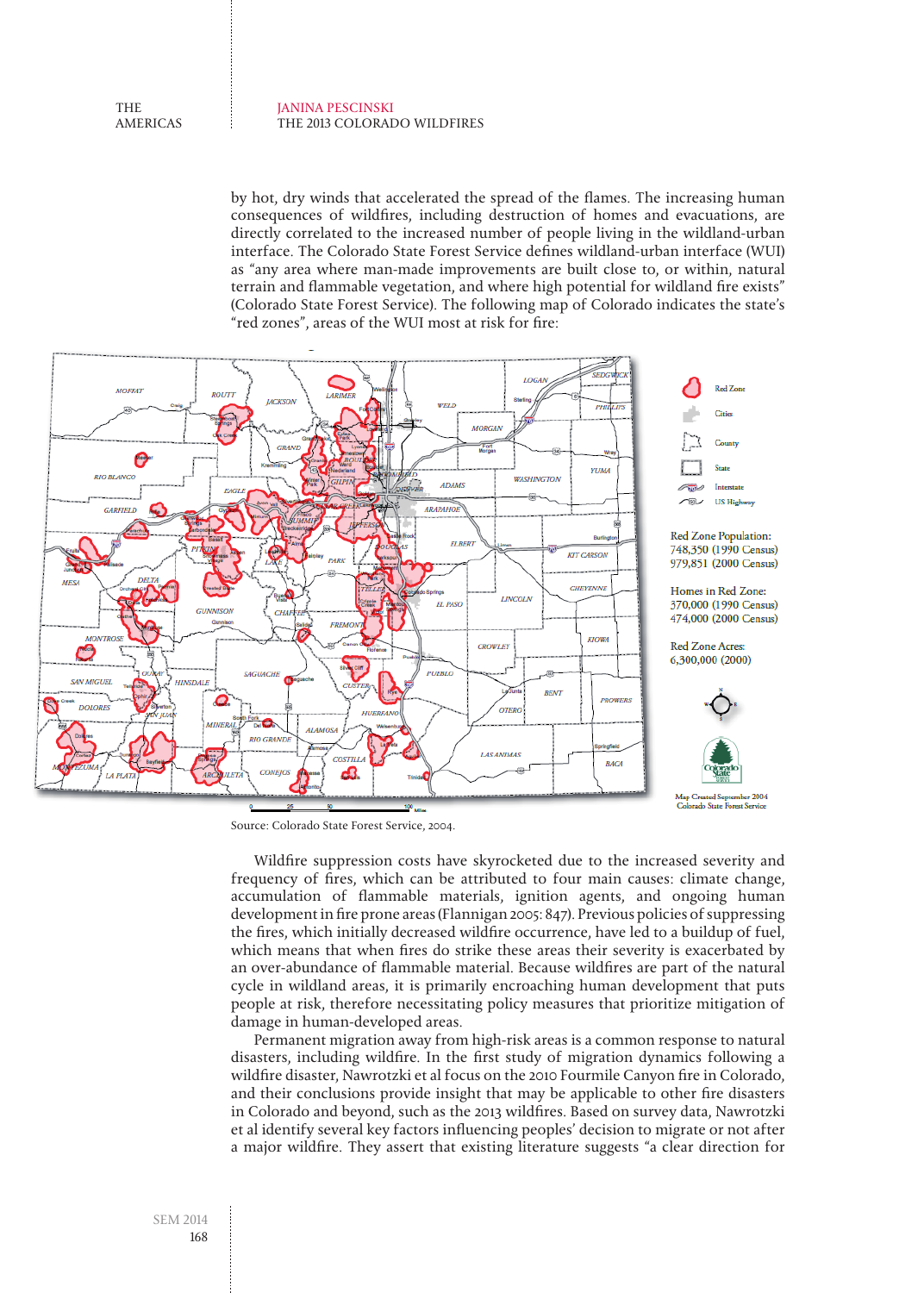by hot, dry winds that accelerated the spread of the flames. The increasing human consequences of wildfires, including destruction of homes and evacuations, are directly correlated to the increased number of people living in the wildland-urban interface. The Colorado State Forest Service defines wildland-urban interface (WUI) as "any area where man-made improvements are built close to, or within, natural terrain and flammable vegetation, and where high potential for wildland fire exists" (Colorado State Forest Service). The following map of Colorado indicates the state's "red zones", areas of the WUI most at risk for fire:

Red Zone Population:
748,350 (1990 Census)
979,851 (2000 Census)

Homes in Red Zone:
370,000 (1990 Census)
474,000 (2000 Census)

Red Zone Acres:
6,300,000 (2000)

Map Created September 2004
Colorado State Forest Service

Source: Colorado State Forest Service, 2004.

Wildfire suppression costs have skyrocketed due to the increased severity and frequency of fires, which can be attributed to four main causes: climate change, accumulation of flammable materials, ignition agents, and ongoing human development in fire prone areas (Flannigan 2005: 847). Previous policies of suppressing the fires, which initially decreased wildfire occurrence, have led to a buildup of fuel, which means that when fires do strike these areas their severity is exacerbated by an over-abundance of flammable material. Because wildfires are part of the natural cycle in wildland areas, it is primarily encroaching human development that puts people at risk, therefore necessitating policy measures that prioritize mitigation of damage in human-developed areas.

Permanent migration away from high-risk areas is a common response to natural disasters, including wildfire. In the first study of migration dynamics following a wildfire disaster, Nawrotzki et al focus on the 2010 Fourmile Canyon fire in Colorado, and their conclusions provide insight that may be applicable to other fire disasters in Colorado and beyond, such as the 2013 wildfires. Based on survey data, Nawrotzki et al identify several key factors influencing peoples' decision to migrate or not after a major wildfire. They assert that existing literature suggests "a clear direction for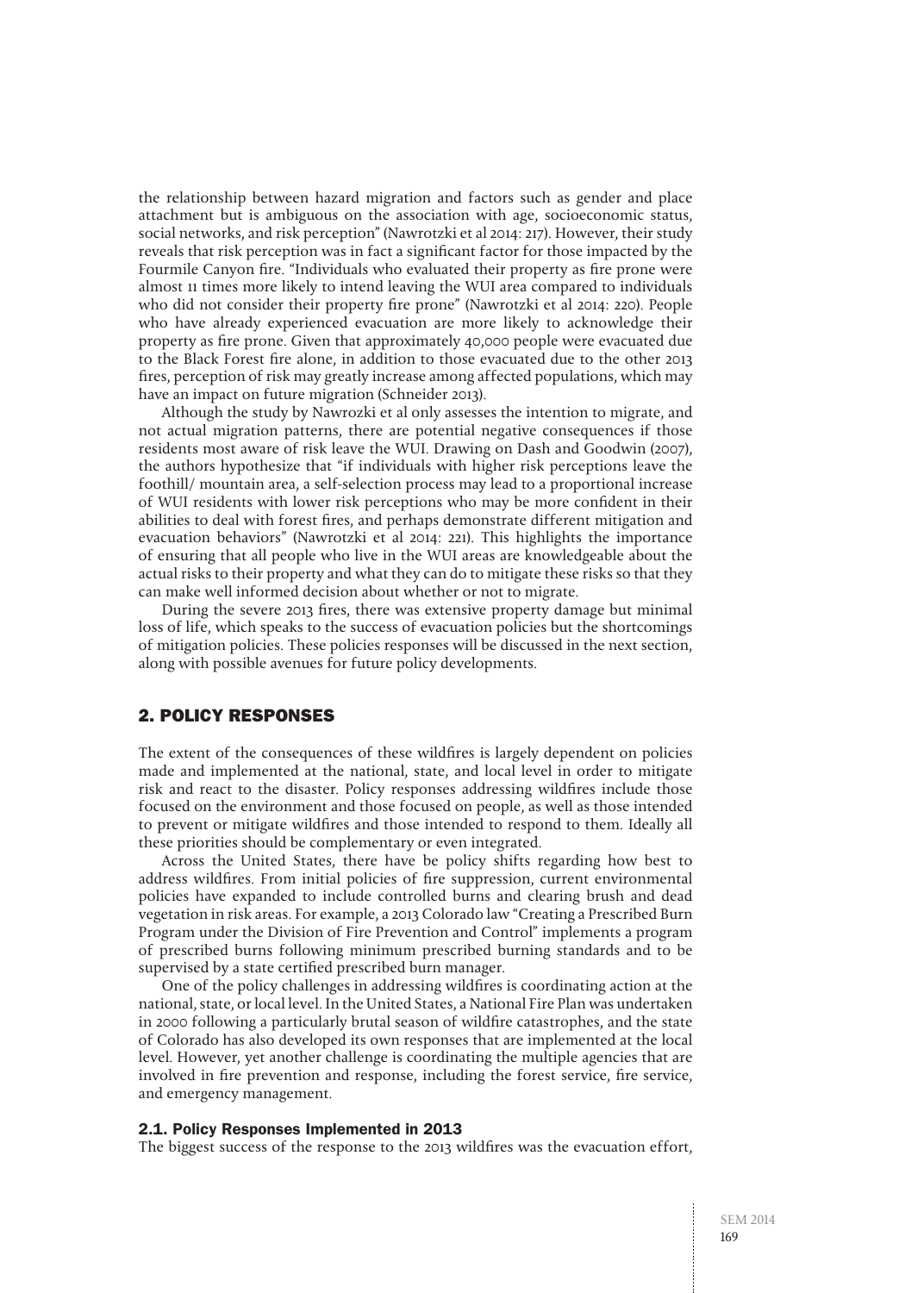the relationship between hazard migration and factors such as gender and place attachment but is ambiguous on the association with age, socioeconomic status, social networks, and risk perception" (Nawrotzki et al 2014: 217). However, their study reveals that risk perception was in fact a significant factor for those impacted by the Fourmile Canyon fire. "Individuals who evaluated their property as fire prone were almost 11 times more likely to intend leaving the WUI area compared to individuals who did not consider their property fire prone" (Nawrotzki et al 2014: 220). People who have already experienced evacuation are more likely to acknowledge their property as fire prone. Given that approximately 40,000 people were evacuated due to the Black Forest fire alone, in addition to those evacuated due to the other 2013 fires, perception of risk may greatly increase among affected populations, which may have an impact on future migration (Schneider 2013).

Although the study by Nawrozki et al only assesses the intention to migrate, and not actual migration patterns, there are potential negative consequences if those residents most aware of risk leave the WUI. Drawing on Dash and Goodwin (2007), the authors hypothesize that "if individuals with higher risk perceptions leave the foothill/ mountain area, a self-selection process may lead to a proportional increase of WUI residents with lower risk perceptions who may be more confident in their abilities to deal with forest fires, and perhaps demonstrate different mitigation and evacuation behaviors" (Nawrotzki et al 2014: 221). This highlights the importance of ensuring that all people who live in the WUI areas are knowledgeable about the actual risks to their property and what they can do to mitigate these risks so that they can make well informed decision about whether or not to migrate.

During the severe 2013 fires, there was extensive property damage but minimal loss of life, which speaks to the success of evacuation policies but the shortcomings of mitigation policies. These policies responses will be discussed in the next section, along with possible avenues for future policy developments.

## 2. POLICY RESPONSES

The extent of the consequences of these wildfires is largely dependent on policies made and implemented at the national, state, and local level in order to mitigate risk and react to the disaster. Policy responses addressing wildfires include those focused on the environment and those focused on people, as well as those intended to prevent or mitigate wildfires and those intended to respond to them. Ideally all these priorities should be complementary or even integrated.

Across the United States, there have be policy shifts regarding how best to address wildfires. From initial policies of fire suppression, current environmental policies have expanded to include controlled burns and clearing brush and dead vegetation in risk areas. For example, a 2013 Colorado law "Creating a Prescribed Burn Program under the Division of Fire Prevention and Control" implements a program of prescribed burns following minimum prescribed burning standards and to be supervised by a state certified prescribed burn manager.

One of the policy challenges in addressing wildfires is coordinating action at the national, state, or local level. In the United States, a National Fire Plan was undertaken in 2000 following a particularly brutal season of wildfire catastrophes, and the state of Colorado has also developed its own responses that are implemented at the local level. However, yet another challenge is coordinating the multiple agencies that are involved in fire prevention and response, including the forest service, fire service, and emergency management.

### 2.1. Policy Responses Implemented in 2013

The biggest success of the response to the 2013 wildfires was the evacuation effort,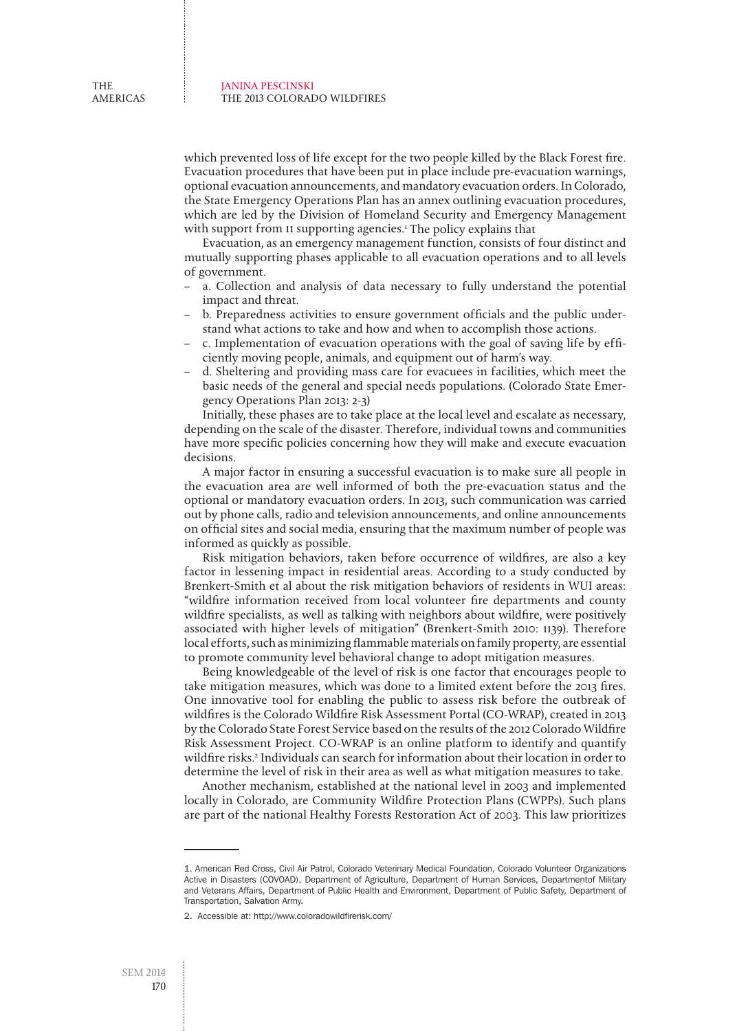which prevented loss of life except for the two people killed by the Black Forest fire. Evacuation procedures that have been put in place include pre-evacuation warnings, optional evacuation announcements, and mandatory evacuation orders. In Colorado, the State Emergency Operations Plan has an annex outlining evacuation procedures, which are led by the Division of Homeland Security and Emergency Management with support from 11 supporting agencies.[1] The policy explains that

Evacuation, as an emergency management function, consists of four distinct and mutually supporting phases applicable to all evacuation operations and to all levels of government.

- a. Collection and analysis of data necessary to fully understand the potential impact and threat.
- b. Preparedness activities to ensure government officials and the public understand what actions to take and how and when to accomplish those actions.
- c. Implementation of evacuation operations with the goal of saving life by efficiently moving people, animals, and equipment out of harm's way.
- d. Sheltering and providing mass care for evacuees in facilities, which meet the basic needs of the general and special needs populations. (Colorado State Emergency Operations Plan 2013: 2-3)

Initially, these phases are to take place at the local level and escalate as necessary, depending on the scale of the disaster. Therefore, individual towns and communities have more specific policies concerning how they will make and execute evacuation decisions.

A major factor in ensuring a successful evacuation is to make sure all people in the evacuation area are well informed of both the pre-evacuation status and the optional or mandatory evacuation orders. In 2013, such communication was carried out by phone calls, radio and television announcements, and online announcements on official sites and social media, ensuring that the maximum number of people was informed as quickly as possible.

Risk mitigation behaviors, taken before occurrence of wildfires, are also a key factor in lessening impact in residential areas. According to a study conducted by Brenkert-Smith et al about the risk mitigation behaviors of residents in WUI areas: "wildfire information received from local volunteer fire departments and county wildfire specialists, as well as talking with neighbors about wildfire, were positively associated with higher levels of mitigation" (Brenkert-Smith 2010: 1139). Therefore local efforts, such as minimizing flammable materials on family property, are essential to promote community level behavioral change to adopt mitigation measures.

Being knowledgeable of the level of risk is one factor that encourages people to take mitigation measures, which was done to a limited extent before the 2013 fires. One innovative tool for enabling the public to assess risk before the outbreak of wildfires is the Colorado Wildfire Risk Assessment Portal (CO-WRAP), created in 2013 by the Colorado State Forest Service based on the results of the 2012 Colorado Wildfire Risk Assessment Project. CO-WRAP is an online platform to identify and quantify wildfire risks.[2] Individuals can search for information about their location in order to determine the level of risk in their area as well as what mitigation measures to take.

Another mechanism, established at the national level in 2003 and implemented locally in Colorado, are Community Wildfire Protection Plans (CWPPs). Such plans are part of the national Healthy Forests Restoration Act of 2003. This law prioritizes

---

1. American Red Cross, Civil Air Patrol, Colorado Veterinary Medical Foundation, Colorado Volunteer Organizations Active in Disasters (COVOAD), Department of Agriculture, Department of Human Services, Departmentof Military and Veterans Affairs, Department of Public Health and Environment, Department of Public Safety, Department of Transportation, Salvation Army.

2. Accessible at: http://www.coloradowildfirerisk.com/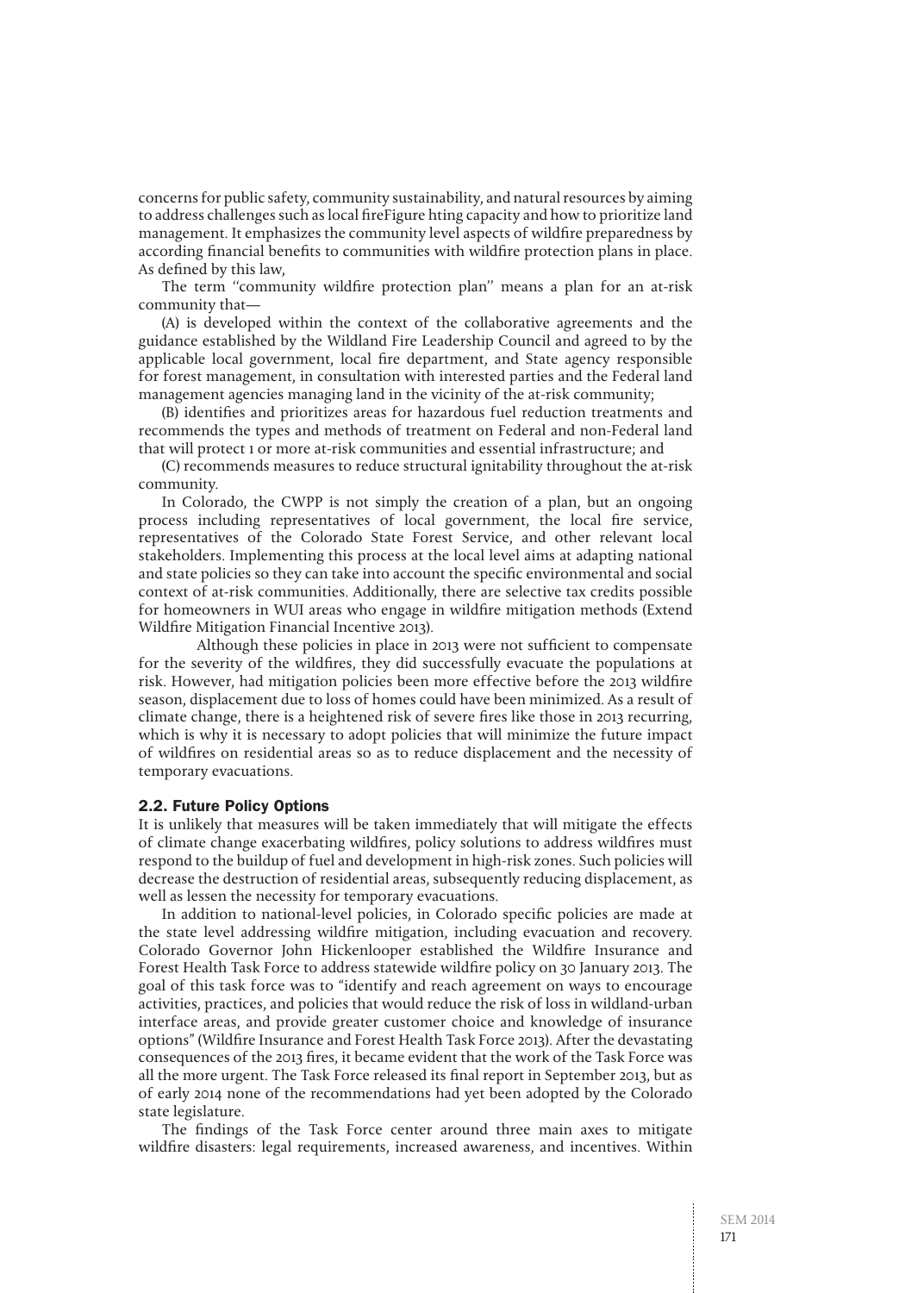concerns for public safety, community sustainability, and natural resources by aiming to address challenges such as local fireFigure hting capacity and how to prioritize land management. It emphasizes the community level aspects of wildfire preparedness by according financial benefits to communities with wildfire protection plans in place. As defined by this law,

The term ''community wildfire protection plan'' means a plan for an at-risk community that—

(A) is developed within the context of the collaborative agreements and the guidance established by the Wildland Fire Leadership Council and agreed to by the applicable local government, local fire department, and State agency responsible for forest management, in consultation with interested parties and the Federal land management agencies managing land in the vicinity of the at-risk community;

(B) identifies and prioritizes areas for hazardous fuel reduction treatments and recommends the types and methods of treatment on Federal and non-Federal land that will protect 1 or more at-risk communities and essential infrastructure; and

(C) recommends measures to reduce structural ignitability throughout the at-risk community.

In Colorado, the CWPP is not simply the creation of a plan, but an ongoing process including representatives of local government, the local fire service, representatives of the Colorado State Forest Service, and other relevant local stakeholders. Implementing this process at the local level aims at adapting national and state policies so they can take into account the specific environmental and social context of at-risk communities. Additionally, there are selective tax credits possible for homeowners in WUI areas who engage in wildfire mitigation methods (Extend Wildfire Mitigation Financial Incentive 2013).

Although these policies in place in 2013 were not sufficient to compensate for the severity of the wildfires, they did successfully evacuate the populations at risk. However, had mitigation policies been more effective before the 2013 wildfire season, displacement due to loss of homes could have been minimized. As a result of climate change, there is a heightened risk of severe fires like those in 2013 recurring, which is why it is necessary to adopt policies that will minimize the future impact of wildfires on residential areas so as to reduce displacement and the necessity of temporary evacuations.

## 2.2. Future Policy Options

It is unlikely that measures will be taken immediately that will mitigate the effects of climate change exacerbating wildfires, policy solutions to address wildfires must respond to the buildup of fuel and development in high-risk zones. Such policies will decrease the destruction of residential areas, subsequently reducing displacement, as well as lessen the necessity for temporary evacuations.

In addition to national-level policies, in Colorado specific policies are made at the state level addressing wildfire mitigation, including evacuation and recovery. Colorado Governor John Hickenlooper established the Wildfire Insurance and Forest Health Task Force to address statewide wildfire policy on 30 January 2013. The goal of this task force was to "identify and reach agreement on ways to encourage activities, practices, and policies that would reduce the risk of loss in wildland-urban interface areas, and provide greater customer choice and knowledge of insurance options" (Wildfire Insurance and Forest Health Task Force 2013). After the devastating consequences of the 2013 fires, it became evident that the work of the Task Force was all the more urgent. The Task Force released its final report in September 2013, but as of early 2014 none of the recommendations had yet been adopted by the Colorado state legislature.

The findings of the Task Force center around three main axes to mitigate wildfire disasters: legal requirements, increased awareness, and incentives. Within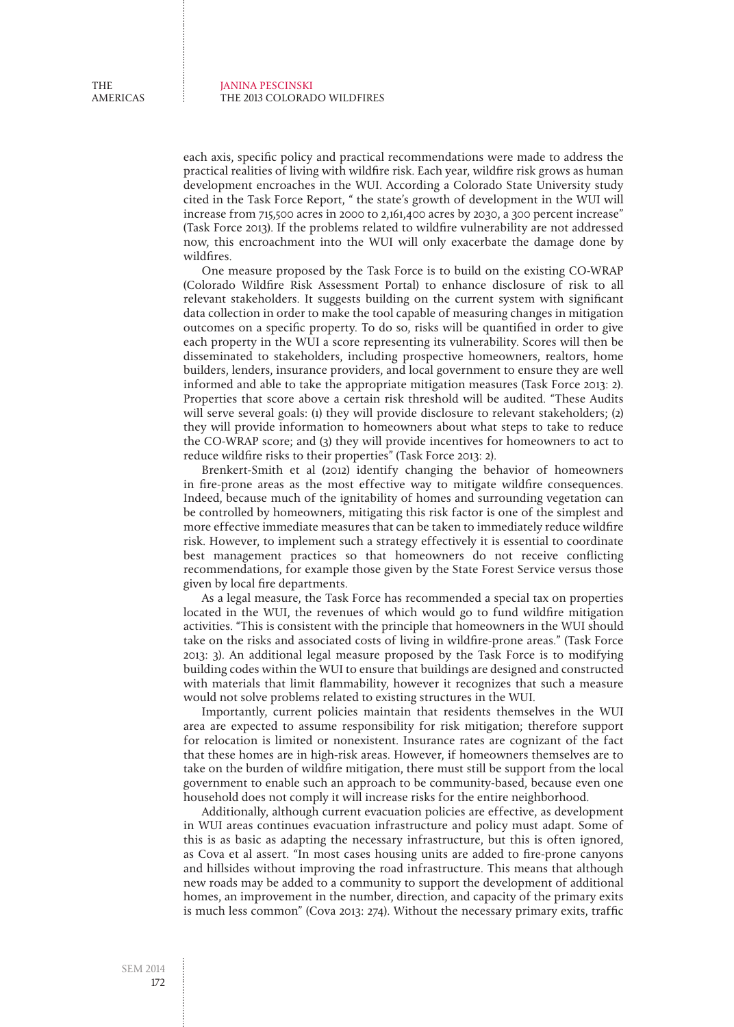each axis, specific policy and practical recommendations were made to address the practical realities of living with wildfire risk. Each year, wildfire risk grows as human development encroaches in the WUI. According a Colorado State University study cited in the Task Force Report, " the state's growth of development in the WUI will increase from 715,500 acres in 2000 to 2,161,400 acres by 2030, a 300 percent increase" (Task Force 2013). If the problems related to wildfire vulnerability are not addressed now, this encroachment into the WUI will only exacerbate the damage done by wildfires.

One measure proposed by the Task Force is to build on the existing CO-WRAP (Colorado Wildfire Risk Assessment Portal) to enhance disclosure of risk to all relevant stakeholders. It suggests building on the current system with significant data collection in order to make the tool capable of measuring changes in mitigation outcomes on a specific property. To do so, risks will be quantified in order to give each property in the WUI a score representing its vulnerability. Scores will then be disseminated to stakeholders, including prospective homeowners, realtors, home builders, lenders, insurance providers, and local government to ensure they are well informed and able to take the appropriate mitigation measures (Task Force 2013: 2). Properties that score above a certain risk threshold will be audited. "These Audits will serve several goals: (1) they will provide disclosure to relevant stakeholders; (2) they will provide information to homeowners about what steps to take to reduce the CO-WRAP score; and (3) they will provide incentives for homeowners to act to reduce wildfire risks to their properties" (Task Force 2013: 2).

Brenkert-Smith et al (2012) identify changing the behavior of homeowners in fire-prone areas as the most effective way to mitigate wildfire consequences. Indeed, because much of the ignitability of homes and surrounding vegetation can be controlled by homeowners, mitigating this risk factor is one of the simplest and more effective immediate measures that can be taken to immediately reduce wildfire risk. However, to implement such a strategy effectively it is essential to coordinate best management practices so that homeowners do not receive conflicting recommendations, for example those given by the State Forest Service versus those given by local fire departments.

As a legal measure, the Task Force has recommended a special tax on properties located in the WUI, the revenues of which would go to fund wildfire mitigation activities. "This is consistent with the principle that homeowners in the WUI should take on the risks and associated costs of living in wildfire-prone areas." (Task Force 2013: 3). An additional legal measure proposed by the Task Force is to modifying building codes within the WUI to ensure that buildings are designed and constructed with materials that limit flammability, however it recognizes that such a measure would not solve problems related to existing structures in the WUI.

Importantly, current policies maintain that residents themselves in the WUI area are expected to assume responsibility for risk mitigation; therefore support for relocation is limited or nonexistent. Insurance rates are cognizant of the fact that these homes are in high-risk areas. However, if homeowners themselves are to take on the burden of wildfire mitigation, there must still be support from the local government to enable such an approach to be community-based, because even one household does not comply it will increase risks for the entire neighborhood.

Additionally, although current evacuation policies are effective, as development in WUI areas continues evacuation infrastructure and policy must adapt. Some of this is as basic as adapting the necessary infrastructure, but this is often ignored, as Cova et al assert. "In most cases housing units are added to fire-prone canyons and hillsides without improving the road infrastructure. This means that although new roads may be added to a community to support the development of additional homes, an improvement in the number, direction, and capacity of the primary exits is much less common" (Cova 2013: 274). Without the necessary primary exits, traffic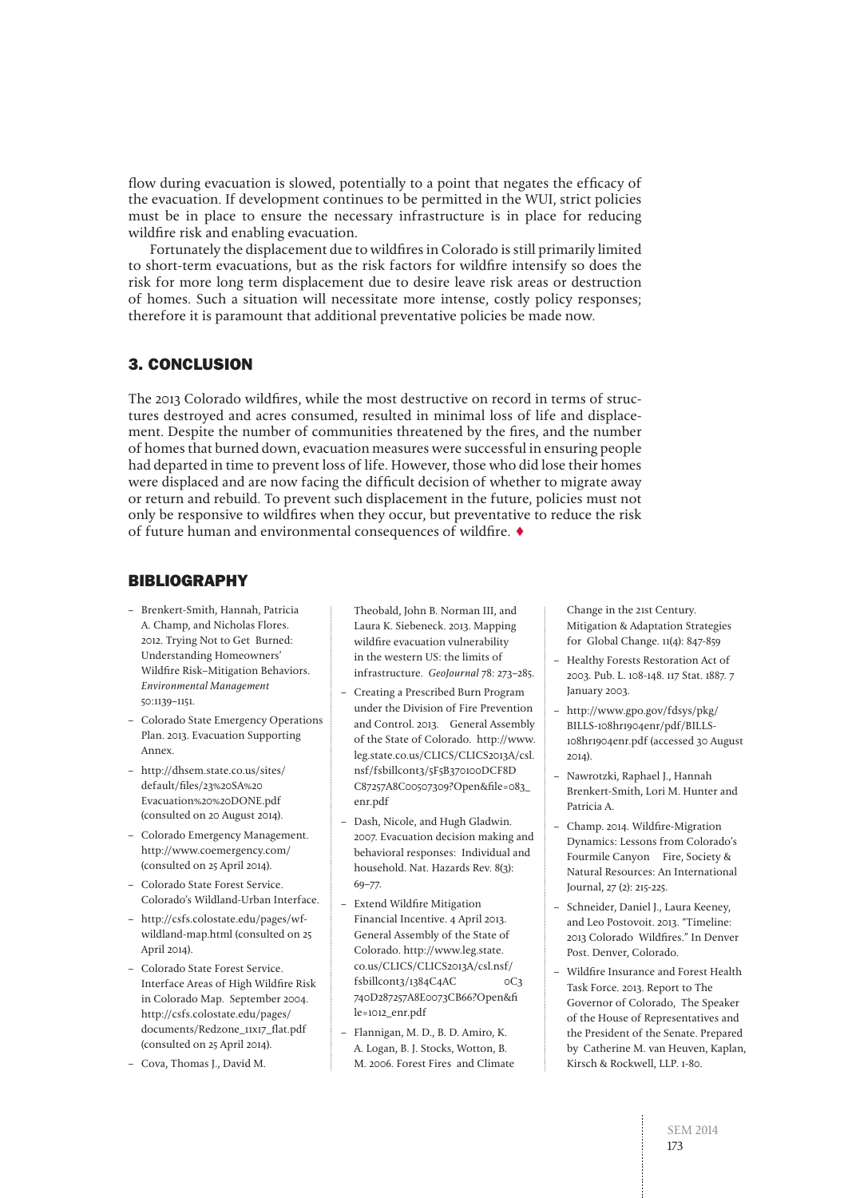flow during evacuation is slowed, potentially to a point that negates the efficacy of the evacuation. If development continues to be permitted in the WUI, strict policies must be in place to ensure the necessary infrastructure is in place for reducing wildfire risk and enabling evacuation.

Fortunately the displacement due to wildfires in Colorado is still primarily limited to short-term evacuations, but as the risk factors for wildfire intensify so does the risk for more long term displacement due to desire leave risk areas or destruction of homes. Such a situation will necessitate more intense, costly policy responses; therefore it is paramount that additional preventative policies be made now.

## 3. CONCLUSION

The 2013 Colorado wildfires, while the most destructive on record in terms of structures destroyed and acres consumed, resulted in minimal loss of life and displacement. Despite the number of communities threatened by the fires, and the number of homes that burned down, evacuation measures were successful in ensuring people had departed in time to prevent loss of life. However, those who did lose their homes were displaced and are now facing the difficult decision of whether to migrate away or return and rebuild. To prevent such displacement in the future, policies must not only be responsive to wildfires when they occur, but preventative to reduce the risk of future human and environmental consequences of wildfire. ♦

## BIBLIOGRAPHY

- Brenkert-Smith, Hannah, Patricia A. Champ, and Nicholas Flores. 2012. Trying Not to Get Burned: Understanding Homeowners' Wildfire Risk–Mitigation Behaviors. *Environmental Management* 50:1139–1151.
- Colorado State Emergency Operations Plan. 2013. Evacuation Supporting Annex.
- http://dhsem.state.co.us/sites/default/files/23%20SA%20Evacuation%20%20DONE.pdf (consulted on 20 August 2014).
- Colorado Emergency Management. http://www.coemergency.com/ (consulted on 25 April 2014).
- Colorado State Forest Service. Colorado's Wildland-Urban Interface.
- http://csfs.colostate.edu/pages/wf-wildland-map.html (consulted on 25 April 2014).
- Colorado State Forest Service. Interface Areas of High Wildfire Risk in Colorado Map. September 2004. http://csfs.colostate.edu/pages/documents/Redzone_11x17_flat.pdf (consulted on 25 April 2014).
- Cova, Thomas J., David M. Theobald, John B. Norman III, and Laura K. Siebeneck. 2013. Mapping wildfire evacuation vulnerability in the western US: the limits of infrastructure. *GeoJournal* 78: 273–285.
- Creating a Prescribed Burn Program under the Division of Fire Prevention and Control. 2013. General Assembly of the State of Colorado. http://www.leg.state.co.us/CLICS/CLICS2013A/csl.nsf/fsbillcont3/5F5B370100DCF8DC87257A8C00507309?Open&file=083_enr.pdf
- Dash, Nicole, and Hugh Gladwin. 2007. Evacuation decision making and behavioral responses: Individual and household. Nat. Hazards Rev. 8(3): 69–77.
- Extend Wildfire Mitigation Financial Incentive. 4 April 2013. General Assembly of the State of Colorado. http://www.leg.state.co.us/CLICS/CLICS2013A/csl.nsf/fsbillcont3/1384C4AC 0C3740D287257A8E0073CB66?Open&file=1012_enr.pdf
- Flannigan, M. D., B. D. Amiro, K. A. Logan, B. J. Stocks, Wotton, B. M. 2006. Forest Fires and Climate Change in the 21st Century. Mitigation & Adaptation Strategies for Global Change. 11(4): 847-859
- Healthy Forests Restoration Act of 2003. Pub. L. 108-148. 117 Stat. 1887. 7 January 2003.
- http://www.gpo.gov/fdsys/pkg/BILLS-108hr1904enr/pdf/BILLS-108hr1904enr.pdf (accessed 30 August 2014).
- Nawrotzki, Raphael J., Hannah Brenkert-Smith, Lori M. Hunter and Patricia A.
- Champ. 2014. Wildfire-Migration Dynamics: Lessons from Colorado's Fourmile Canyon Fire, Society & Natural Resources: An International Journal, 27 (2): 215-225.
- Schneider, Daniel J., Laura Keeney, and Leo Postovoit. 2013. "Timeline: 2013 Colorado Wildfires." In Denver Post. Denver, Colorado.
- Wildfire Insurance and Forest Health Task Force. 2013. Report to The Governor of Colorado, The Speaker of the House of Representatives and the President of the Senate. Prepared by Catherine M. van Heuven, Kaplan, Kirsch & Rockwell, LLP. 1-80.